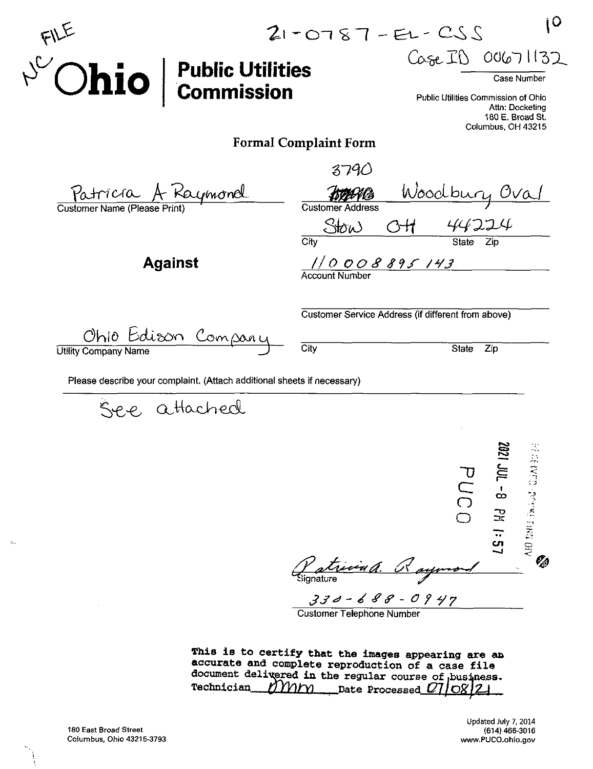FILE

NC

21-0787-EL-CSS

10

Case ID 00671132

Case Number

# Ohio | Public Utilities Commission

Public Utilities Commission of Ohio
Attn: Docketing
180 E. Broad St.
Columbus, OH 43215

## Formal Complaint Form

Patricia A Raymond
Customer Name (Please Print)

3790 Woodbury Oval
Customer Address

Stow OH 44224
City State Zip

**Against**

110 008 895 143
Account Number

Customer Service Address (if different from above)

Ohio Edison Company
Utility Company Name

City State Zip

Please describe your complaint. (Attach additional sheets if necessary)

See attached

RECEIVED-DOCKETING DIV

2021 JUL -8 PM 1:57

PUCO

Patricia A. Raymond
Signature

330-688-0947
Customer Telephone Number

**This is to certify that the images appearing are an accurate and complete reproduction of a case file document delivered in the regular course of business. Technician** DMM **Date Processed** 07/08/21

180 East Broad Street
Columbus, Ohio 43215-3793

Updated July 7, 2014
(614) 466-3016
www.PUCO.ohio.gov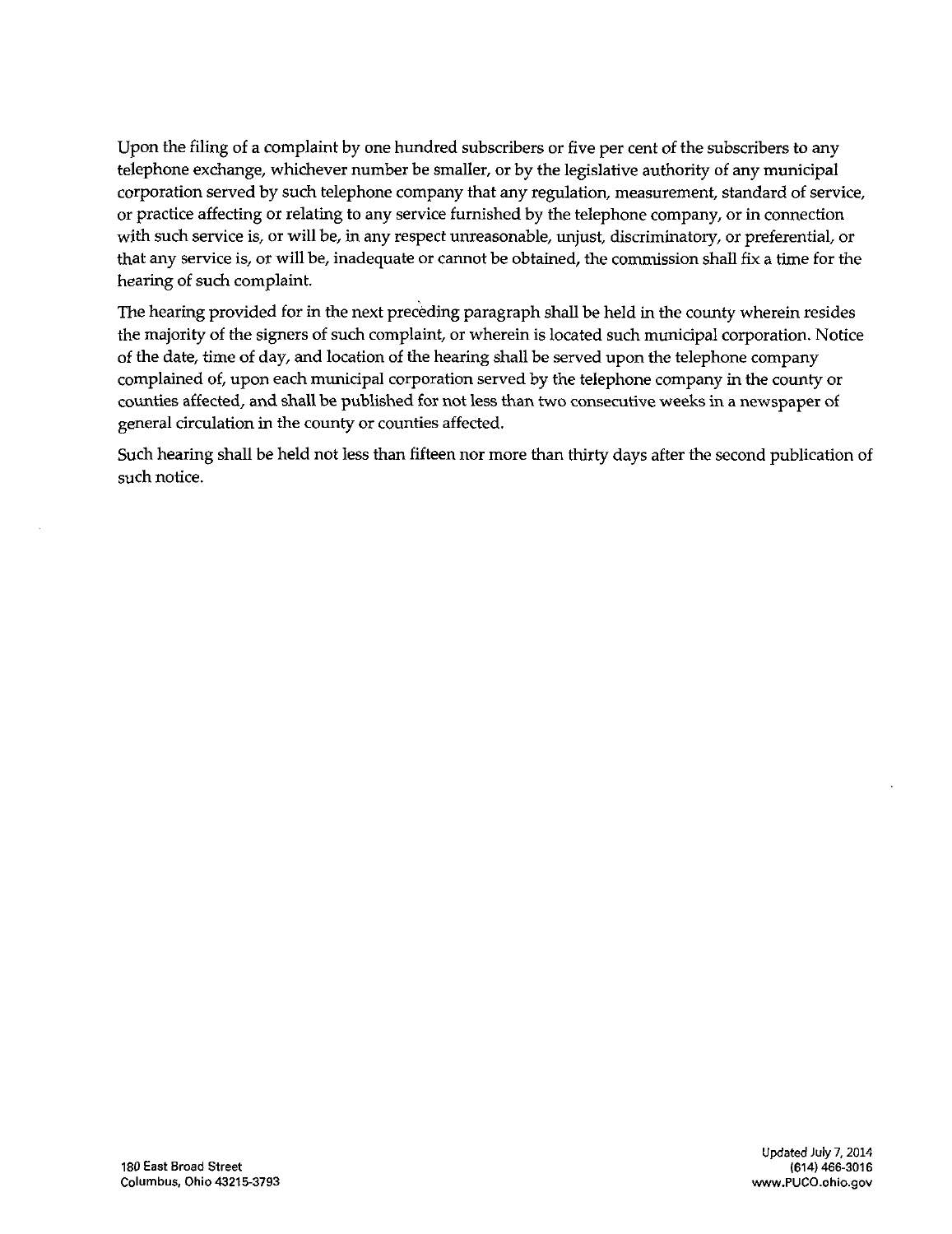Upon the filing of a complaint by one hundred subscribers or five per cent of the subscribers to any telephone exchange, whichever number be smaller, or by the legislative authority of any municipal corporation served by such telephone company that any regulation, measurement, standard of service, or practice affecting or relating to any service furnished by the telephone company, or in connection with such service is, or will be, in any respect unreasonable, unjust, discriminatory, or preferential, or that any service is, or will be, inadequate or cannot be obtained, the commission shall fix a time for the hearing of such complaint.

The hearing provided for in the next preceding paragraph shall be held in the county wherein resides the majority of the signers of such complaint, or wherein is located such municipal corporation. Notice of the date, time of day, and location of the hearing shall be served upon the telephone company complained of, upon each municipal corporation served by the telephone company in the county or counties affected, and shall be published for not less than two consecutive weeks in a newspaper of general circulation in the county or counties affected.

Such hearing shall be held not less than fifteen nor more than thirty days after the second publication of such notice.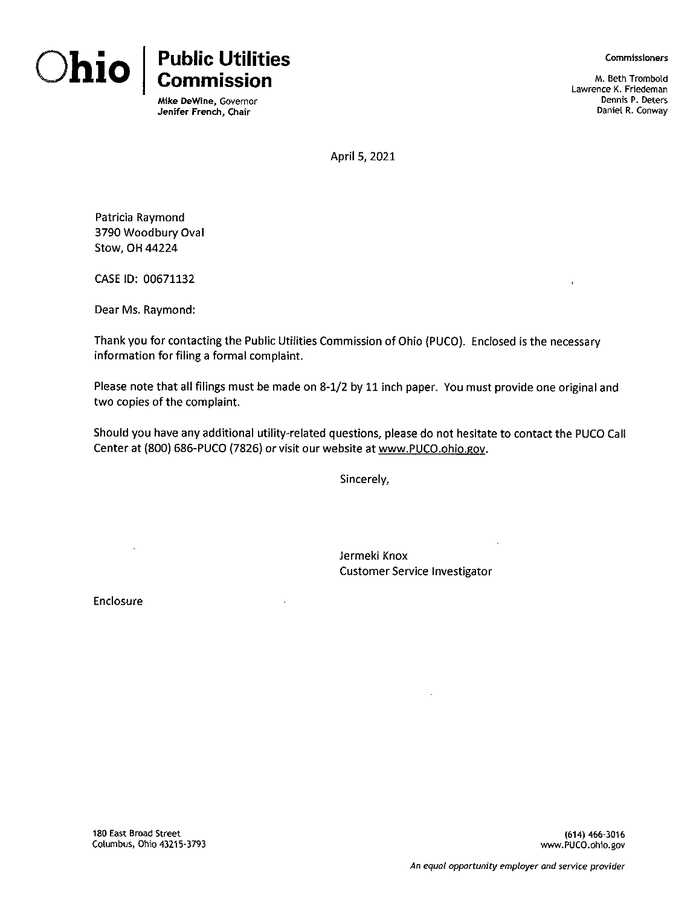**Ohio | Public Utilities Commission**

**Mike DeWine**, Governor
**Jenifer French**, Chair

**Commissioners**

M. Beth Trombold
Lawrence K. Friedeman
Dennis P. Deters
Daniel R. Conway

April 5, 2021

Patricia Raymond
3790 Woodbury Oval
Stow, OH 44224

CASE ID: 00671132

Dear Ms. Raymond:

Thank you for contacting the Public Utilities Commission of Ohio (PUCO). Enclosed is the necessary information for filing a formal complaint.

Please note that all filings must be made on 8-1/2 by 11 inch paper. You must provide one original and two copies of the complaint.

Should you have any additional utility-related questions, please do not hesitate to contact the PUCO Call Center at (800) 686-PUCO (7826) or visit our website at www.PUCO.ohio.gov.

Sincerely,

Jermeki Knox
Customer Service Investigator

Enclosure

180 East Broad Street
Columbus, Ohio 43215-3793

(614) 466-3016
www.PUCO.ohio.gov

*An equal opportunity employer and service provider*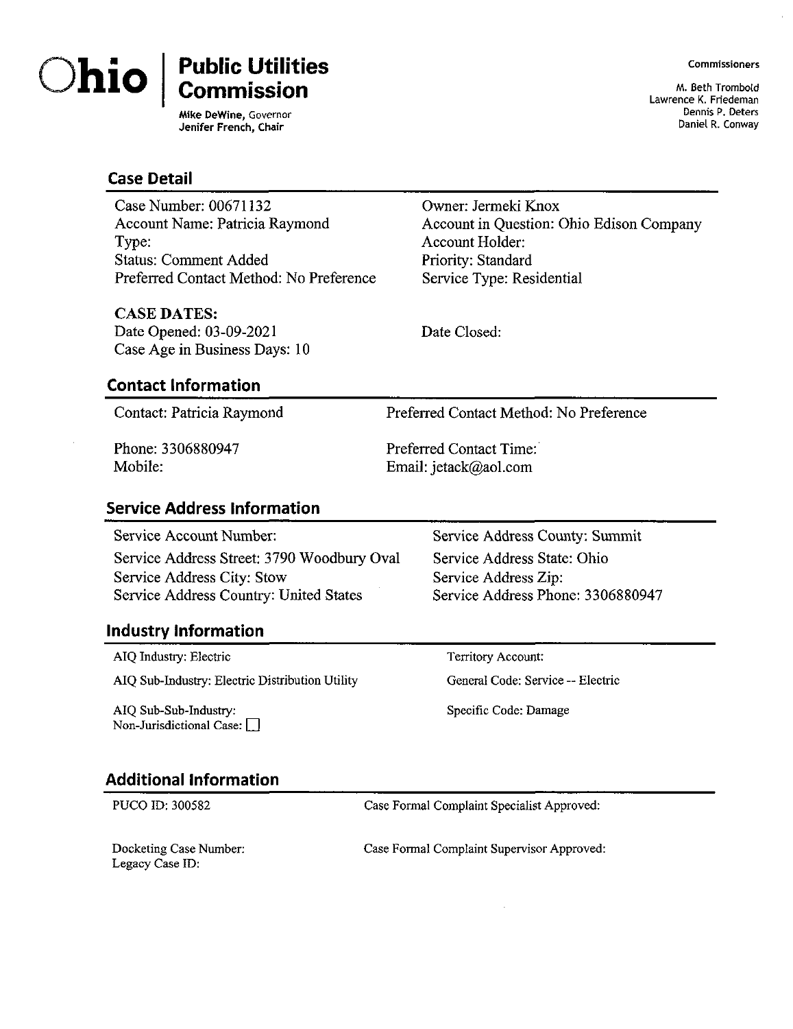# Ohio | Public Utilities Commission

Mike DeWine, Governor
Jenifer French, Chair

Commissioners

M. Beth Trombold
Lawrence K. Friedeman
Dennis P. Deters
Daniel R. Conway

## Case Detail

Case Number: 00671132
Account Name: Patricia Raymond
Type:
Status: Comment Added
Preferred Contact Method: No Preference

Owner: Jermeki Knox
Account in Question: Ohio Edison Company
Account Holder:
Priority: Standard
Service Type: Residential

**CASE DATES:**
Date Opened: 03-09-2021
Case Age in Business Days: 10

Date Closed:

## Contact Information

Contact: Patricia Raymond

Phone: 3306880947
Mobile:

Preferred Contact Method: No Preference

Preferred Contact Time:
Email: jetack@aol.com

## Service Address Information

Service Account Number:
Service Address Street: 3790 Woodbury Oval
Service Address City: Stow
Service Address Country: United States

Service Address County: Summit
Service Address State: Ohio
Service Address Zip:
Service Address Phone: 3306880947

## Industry Information

AIQ Industry: Electric

AIQ Sub-Industry: Electric Distribution Utility

AIQ Sub-Sub-Industry:
Non-Jurisdictional Case: ☐

Territory Account:

General Code: Service -- Electric

Specific Code: Damage

## Additional Information

PUCO ID: 300582

Docketing Case Number:
Legacy Case ID:

Case Formal Complaint Specialist Approved:

Case Formal Complaint Supervisor Approved: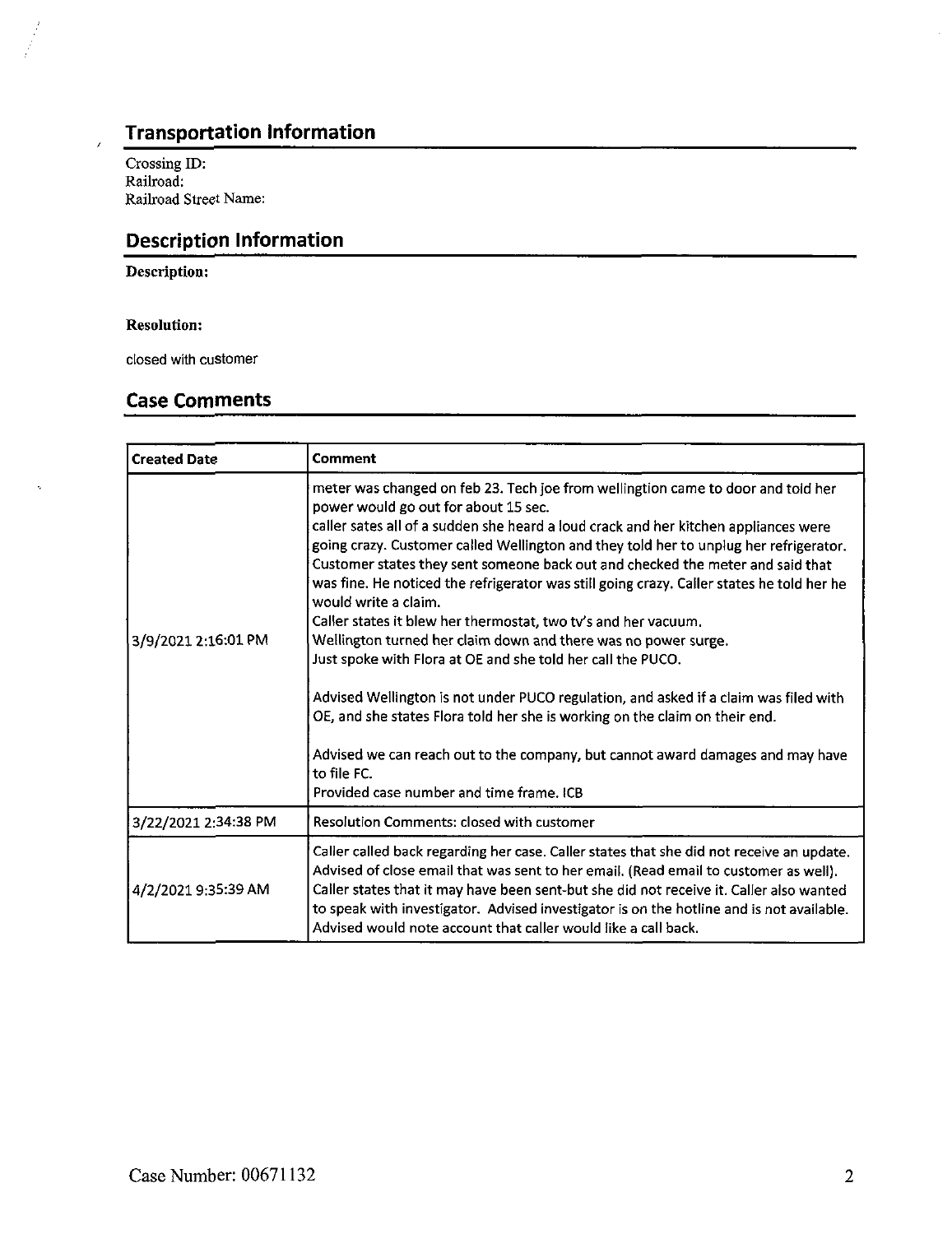## Transportation Information

Crossing ID:
Railroad:
Railroad Street Name:

## Description Information

**Description:**

**Resolution:**

closed with customer

## Case Comments

| Created Date | Comment |
|---|---|
| 3/9/2021 2:16:01 PM | meter was changed on feb 23. Tech joe from wellingtion came to door and told her power would go out for about 15 sec.<br>caller sates all of a sudden she heard a loud crack and her kitchen appliances were going crazy. Customer called Wellington and they told her to unplug her refrigerator. Customer states they sent someone back out and checked the meter and said that was fine. He noticed the refrigerator was still going crazy. Caller states he told her he would write a claim.<br>Caller states it blew her thermostat, two tv's and her vacuum.<br>Wellington turned her claim down and there was no power surge.<br>Just spoke with Flora at OE and she told her call the PUCO.<br><br>Advised Wellington is not under PUCO regulation, and asked if a claim was filed with OE, and she states Flora told her she is working on the claim on their end.<br><br>Advised we can reach out to the company, but cannot award damages and may have to file FC.<br>Provided case number and time frame. ICB |
| 3/22/2021 2:34:38 PM | Resolution Comments: closed with customer |
| 4/2/2021 9:35:39 AM | Caller called back regarding her case. Caller states that she did not receive an update. Advised of close email that was sent to her email. (Read email to customer as well). Caller states that it may have been sent-but she did not receive it. Caller also wanted to speak with investigator. Advised investigator is on the hotline and is not available. Advised would note account that caller would like a call back. |

Case Number: 00671132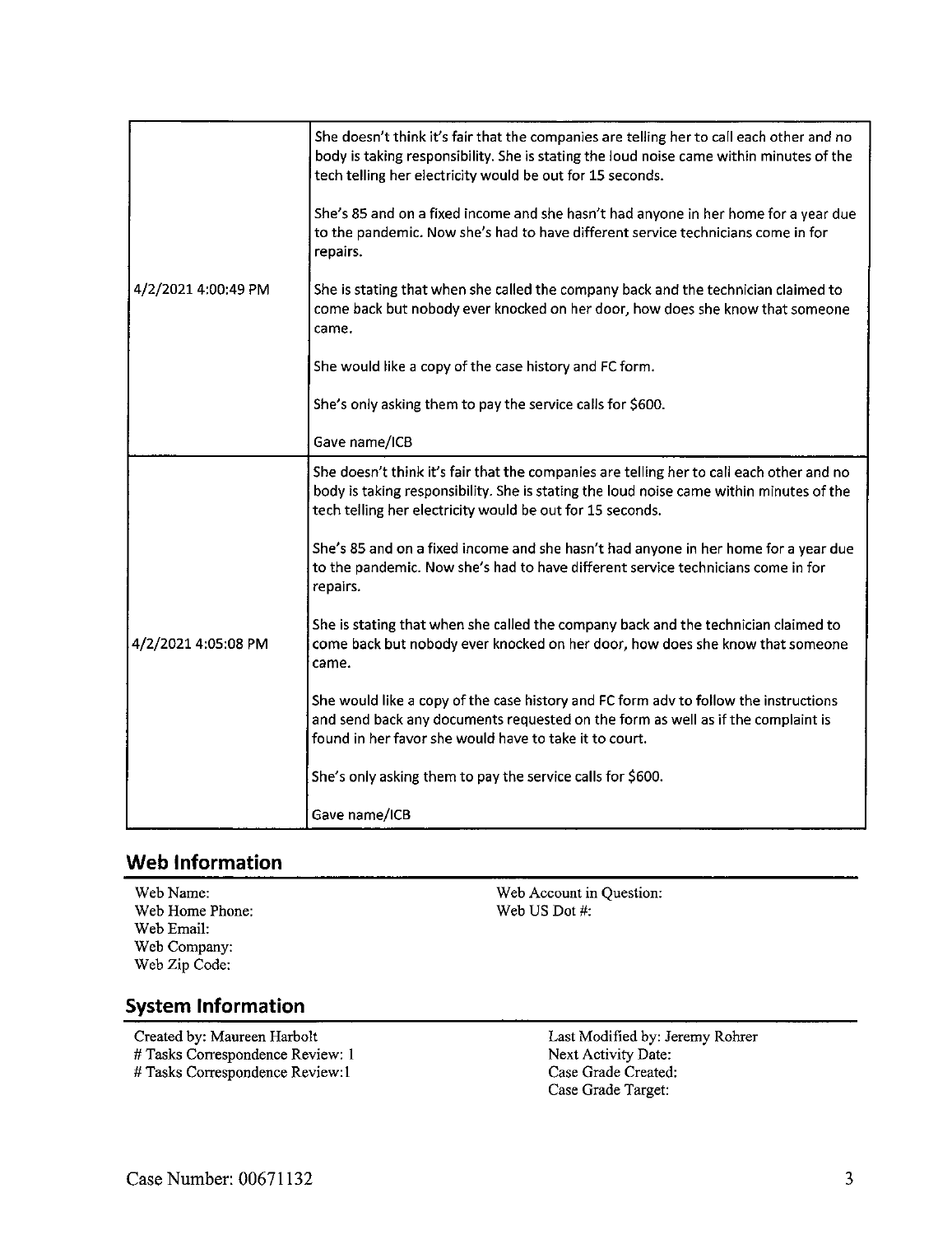| | |
|---|---|
| 4/2/2021 4:00:49 PM | She doesn't think it's fair that the companies are telling her to call each other and no body is taking responsibility. She is stating the loud noise came within minutes of the tech telling her electricity would be out for 15 seconds.<br><br>She's 85 and on a fixed income and she hasn't had anyone in her home for a year due to the pandemic. Now she's had to have different service technicians come in for repairs.<br><br>She is stating that when she called the company back and the technician claimed to come back but nobody ever knocked on her door, how does she know that someone came.<br><br>She would like a copy of the case history and FC form.<br><br>She's only asking them to pay the service calls for $600.<br><br>Gave name/ICB |
| 4/2/2021 4:05:08 PM | She doesn't think it's fair that the companies are telling her to call each other and no body is taking responsibility. She is stating the loud noise came within minutes of the tech telling her electricity would be out for 15 seconds.<br><br>She's 85 and on a fixed income and she hasn't had anyone in her home for a year due to the pandemic. Now she's had to have different service technicians come in for repairs.<br><br>She is stating that when she called the company back and the technician claimed to come back but nobody ever knocked on her door, how does she know that someone came.<br><br>She would like a copy of the case history and FC form adv to follow the instructions and send back any documents requested on the form as well as if the complaint is found in her favor she would have to take it to court.<br><br>She's only asking them to pay the service calls for $600.<br><br>Gave name/ICB |

## Web Information

Web Name:
Web Home Phone:
Web Email:
Web Company:
Web Zip Code:

Web Account in Question:
Web US Dot #:

## System Information

Created by: Maureen Harbolt
# Tasks Correspondence Review: 1
# Tasks Correspondence Review:1

Last Modified by: Jeremy Rohrer
Next Activity Date:
Case Grade Created:
Case Grade Target:

Case Number: 00671132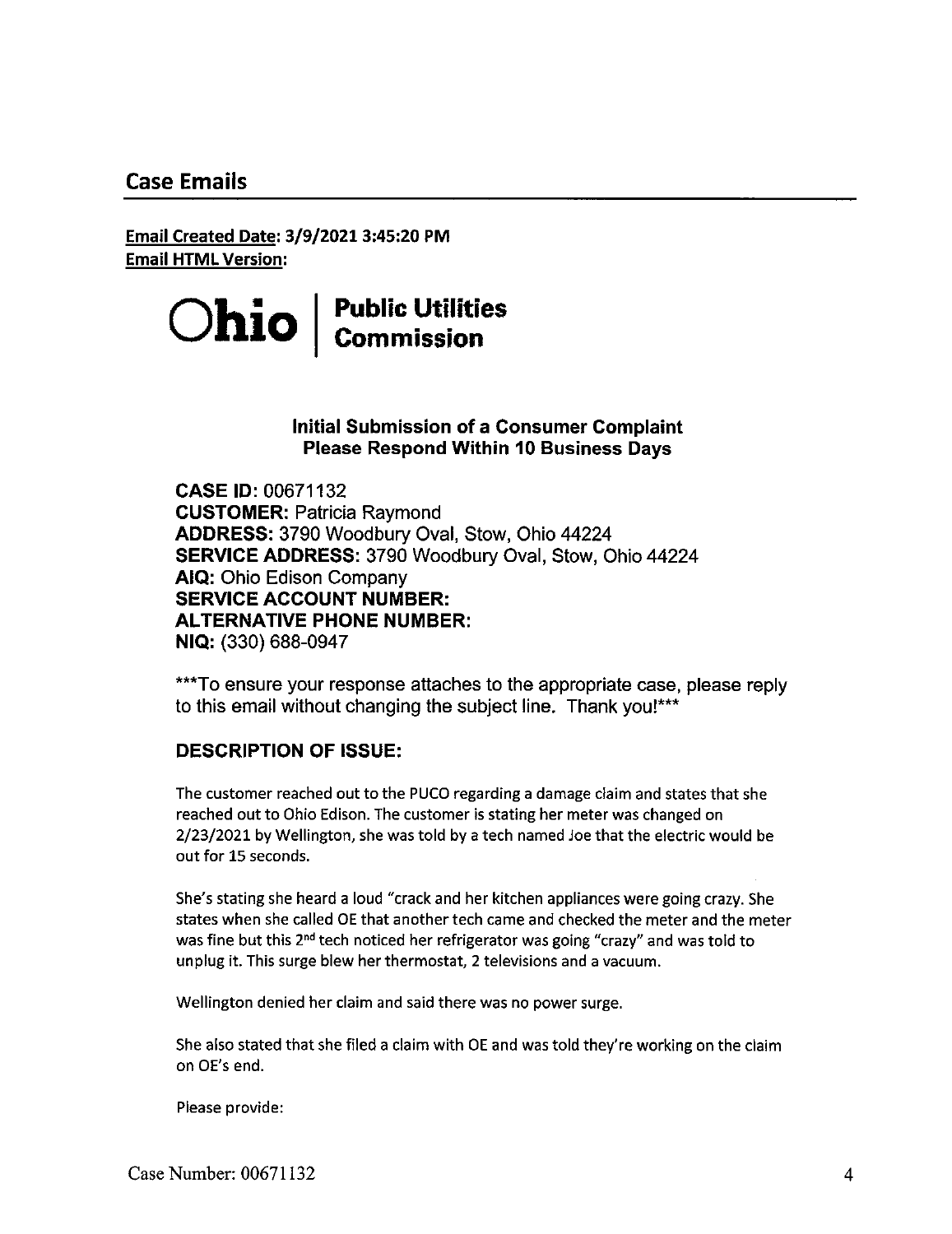## Case Emails

**Email Created Date: 3/9/2021 3:45:20 PM**
**Email HTML Version:**

**Ohio | Public Utilities Commission**

**Initial Submission of a Consumer Complaint**
**Please Respond Within 10 Business Days**

**CASE ID:** 00671132
**CUSTOMER:** Patricia Raymond
**ADDRESS:** 3790 Woodbury Oval, Stow, Ohio 44224
**SERVICE ADDRESS:** 3790 Woodbury Oval, Stow, Ohio 44224
**AIQ:** Ohio Edison Company
**SERVICE ACCOUNT NUMBER:**
**ALTERNATIVE PHONE NUMBER:**
**NIQ:** (330) 688-0947

***To ensure your response attaches to the appropriate case, please reply to this email without changing the subject line. Thank you!***

### DESCRIPTION OF ISSUE:

The customer reached out to the PUCO regarding a damage claim and states that she reached out to Ohio Edison. The customer is stating her meter was changed on 2/23/2021 by Wellington, she was told by a tech named Joe that the electric would be out for 15 seconds.

She's stating she heard a loud "crack and her kitchen appliances were going crazy. She states when she called OE that another tech came and checked the meter and the meter was fine but this 2nd tech noticed her refrigerator was going "crazy" and was told to unplug it. This surge blew her thermostat, 2 televisions and a vacuum.

Wellington denied her claim and said there was no power surge.

She also stated that she filed a claim with OE and was told they're working on the claim on OE's end.

Please provide: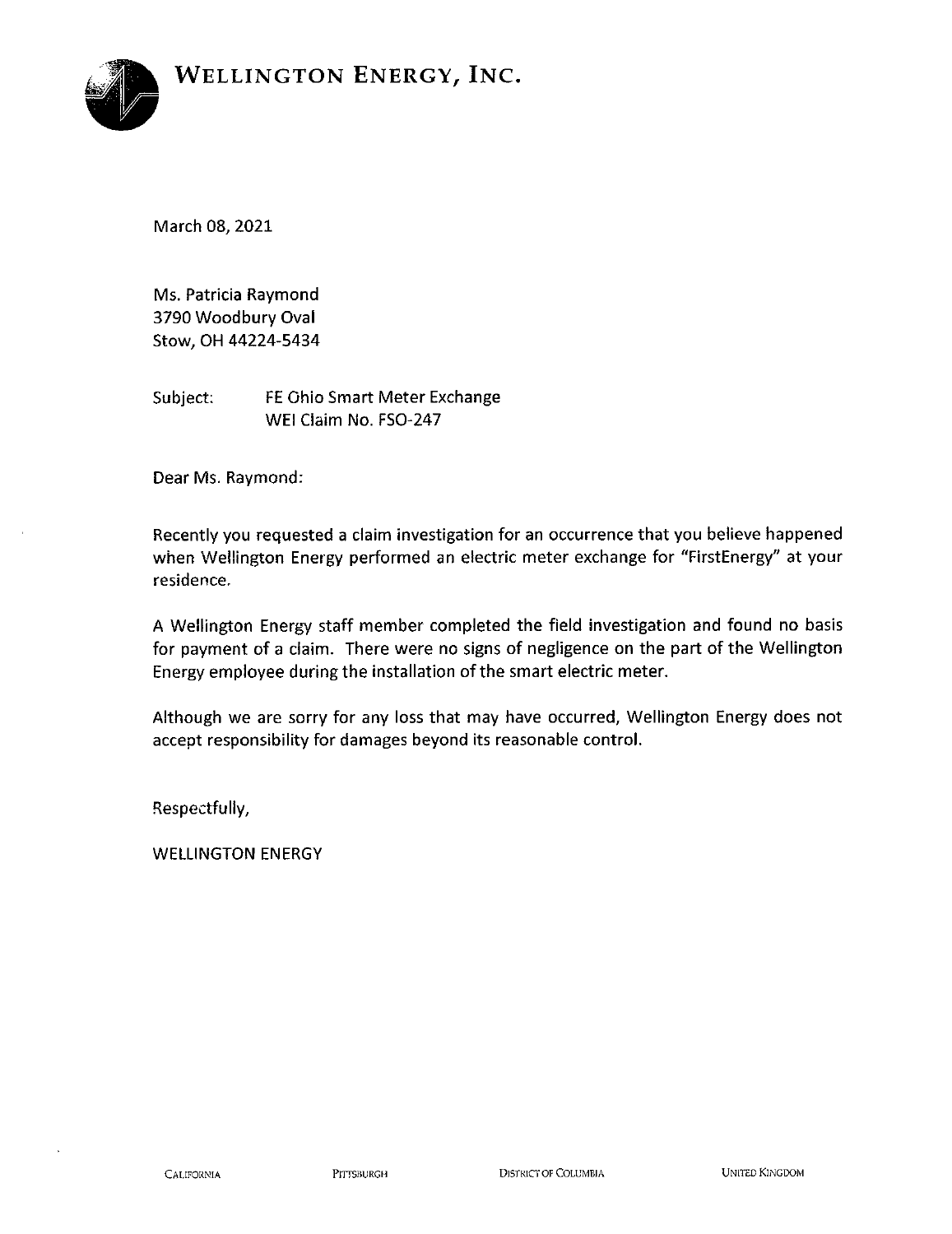**WELLINGTON ENERGY, INC.**

March 08, 2021

Ms. Patricia Raymond
3790 Woodbury Oval
Stow, OH 44224-5434

Subject: FE Ohio Smart Meter Exchange
WEI Claim No. FSO-247

Dear Ms. Raymond:

Recently you requested a claim investigation for an occurrence that you believe happened when Wellington Energy performed an electric meter exchange for "FirstEnergy" at your residence.

A Wellington Energy staff member completed the field investigation and found no basis for payment of a claim. There were no signs of negligence on the part of the Wellington Energy employee during the installation of the smart electric meter.

Although we are sorry for any loss that may have occurred, Wellington Energy does not accept responsibility for damages beyond its reasonable control.

Respectfully,

WELLINGTON ENERGY

CALIFORNIA PITTSBURGH DISTRICT OF COLUMBIA UNITED KINGDOM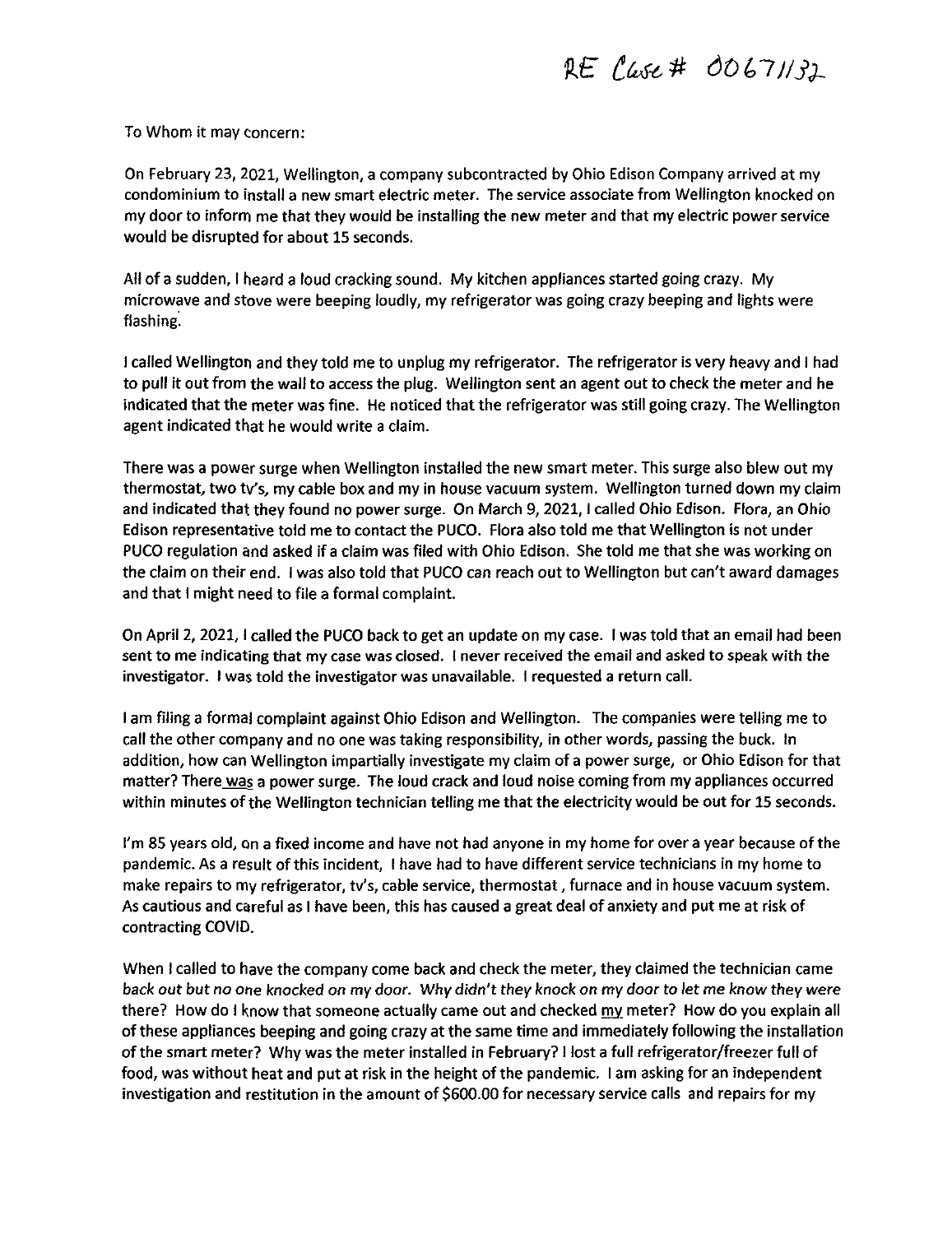RE Case # 00671132

To Whom it may concern:

On February 23, 2021, Wellington, a company subcontracted by Ohio Edison Company arrived at my condominium to install a new smart electric meter. The service associate from Wellington knocked on my door to inform me that they would be installing the new meter and that my electric power service would be disrupted for about 15 seconds.

All of a sudden, I heard a loud cracking sound. My kitchen appliances started going crazy. My microwave and stove were beeping loudly, my refrigerator was going crazy beeping and lights were flashing.

I called Wellington and they told me to unplug my refrigerator. The refrigerator is very heavy and I had to pull it out from the wall to access the plug. Wellington sent an agent out to check the meter and he indicated that the meter was fine. He noticed that the refrigerator was still going crazy. The Wellington agent indicated that he would write a claim.

There was a power surge when Wellington installed the new smart meter. This surge also blew out my thermostat, two tv's, my cable box and my in house vacuum system. Wellington turned down my claim and indicated that they found no power surge. On March 9, 2021, I called Ohio Edison. Flora, an Ohio Edison representative told me to contact the PUCO. Flora also told me that Wellington is not under PUCO regulation and asked if a claim was filed with Ohio Edison. She told me that she was working on the claim on their end. I was also told that PUCO can reach out to Wellington but can't award damages and that I might need to file a formal complaint.

On April 2, 2021, I called the PUCO back to get an update on my case. I was told that an email had been sent to me indicating that my case was closed. I never received the email and asked to speak with the investigator. I was told the investigator was unavailable. I requested a return call.

I am filing a formal complaint against Ohio Edison and Wellington. The companies were telling me to call the other company and no one was taking responsibility, in other words, passing the buck. In addition, how can Wellington impartially investigate my claim of a power surge, or Ohio Edison for that matter? There was a power surge. The loud crack and loud noise coming from my appliances occurred within minutes of the Wellington technician telling me that the electricity would be out for 15 seconds.

I'm 85 years old, on a fixed income and have not had anyone in my home for over a year because of the pandemic. As a result of this incident, I have had to have different service technicians in my home to make repairs to my refrigerator, tv's, cable service, thermostat , furnace and in house vacuum system. As cautious and careful as I have been, this has caused a great deal of anxiety and put me at risk of contracting COVID.

When I called to have the company come back and check the meter, they claimed the technician came *back out but no one knocked on my door. Why didn't they knock on my door to let me know they were* there? How do I know that someone actually came out and checked my meter? How do you explain all of these appliances beeping and going crazy at the same time and immediately following the installation of the smart meter? Why was the meter installed in February? I lost a full refrigerator/freezer full of food, was without heat and put at risk in the height of the pandemic. I am asking for an independent investigation and restitution in the amount of $600.00 for necessary service calls and repairs for my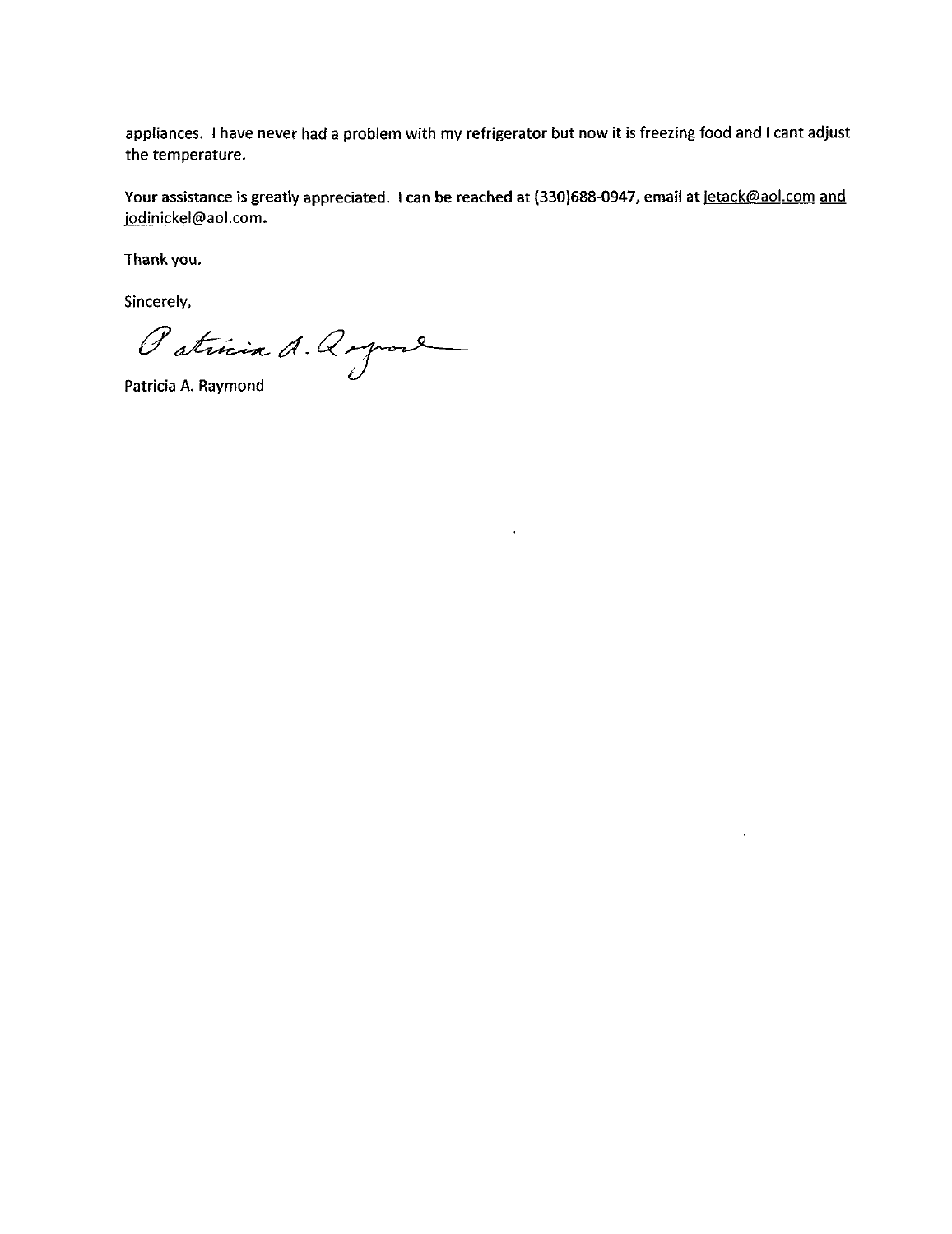appliances. I have never had a problem with my refrigerator but now it is freezing food and I cant adjust the temperature.

Your assistance is greatly appreciated. I can be reached at (330)688-0947, email at jetack@aol.com and jodinickel@aol.com.

Thank you.

Sincerely,

Patricia A. Raymond